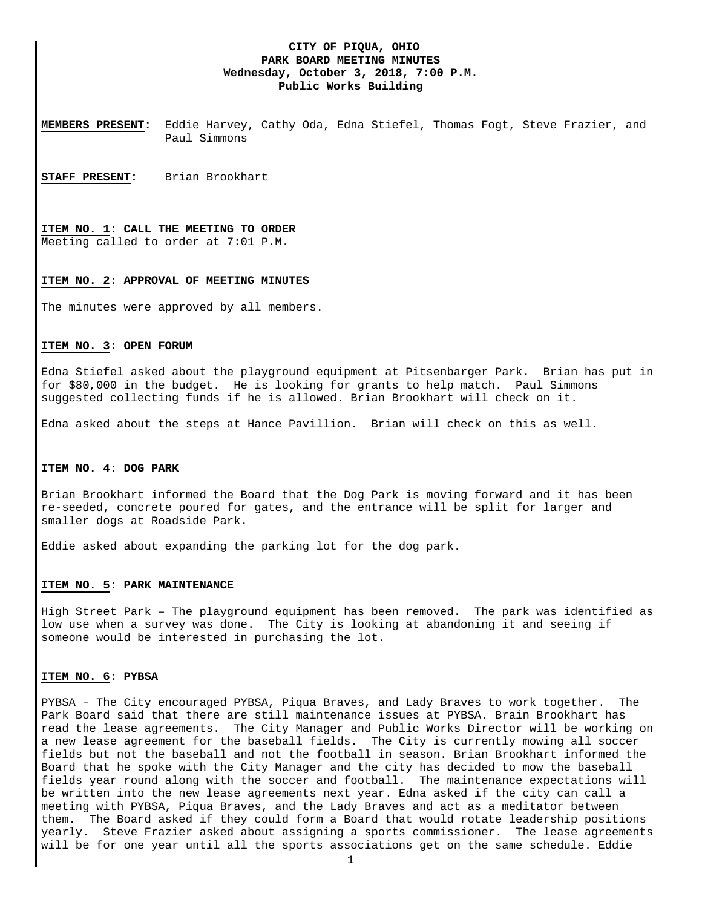**CITY OF PIQUA, OHIO**
**PARK BOARD MEETING MINUTES**
**Wednesday, October 3, 2018, 7:00 P.M.**
**Public Works Building**

**MEMBERS PRESENT:** Eddie Harvey, Cathy Oda, Edna Stiefel, Thomas Fogt, Steve Frazier, and Paul Simmons

**STAFF PRESENT:** Brian Brookhart

**ITEM NO. 1: CALL THE MEETING TO ORDER**
Meeting called to order at 7:01 P.M.

**ITEM NO. 2: APPROVAL OF MEETING MINUTES**

The minutes were approved by all members.

**ITEM NO. 3: OPEN FORUM**

Edna Stiefel asked about the playground equipment at Pitsenbarger Park. Brian has put in for $80,000 in the budget. He is looking for grants to help match. Paul Simmons suggested collecting funds if he is allowed. Brian Brookhart will check on it.

Edna asked about the steps at Hance Pavillion. Brian will check on this as well.

**ITEM NO. 4: DOG PARK**

Brian Brookhart informed the Board that the Dog Park is moving forward and it has been re-seeded, concrete poured for gates, and the entrance will be split for larger and smaller dogs at Roadside Park.

Eddie asked about expanding the parking lot for the dog park.

**ITEM NO. 5: PARK MAINTENANCE**

High Street Park – The playground equipment has been removed. The park was identified as low use when a survey was done. The City is looking at abandoning it and seeing if someone would be interested in purchasing the lot.

**ITEM NO. 6: PYBSA**

PYBSA – The City encouraged PYBSA, Piqua Braves, and Lady Braves to work together. The Park Board said that there are still maintenance issues at PYBSA. Brain Brookhart has read the lease agreements. The City Manager and Public Works Director will be working on a new lease agreement for the baseball fields. The City is currently mowing all soccer fields but not the baseball and not the football in season. Brian Brookhart informed the Board that he spoke with the City Manager and the city has decided to mow the baseball fields year round along with the soccer and football. The maintenance expectations will be written into the new lease agreements next year. Edna asked if the city can call a meeting with PYBSA, Piqua Braves, and the Lady Braves and act as a meditator between them. The Board asked if they could form a Board that would rotate leadership positions yearly. Steve Frazier asked about assigning a sports commissioner. The lease agreements will be for one year until all the sports associations get on the same schedule. Eddie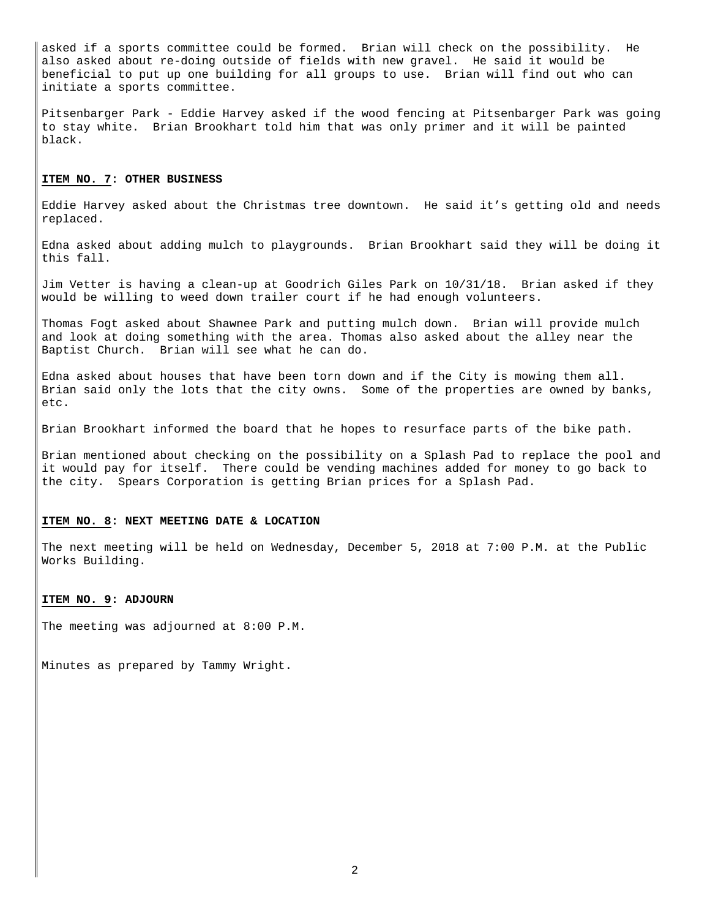asked if a sports committee could be formed. Brian will check on the possibility. He also asked about re-doing outside of fields with new gravel. He said it would be beneficial to put up one building for all groups to use. Brian will find out who can initiate a sports committee.

Pitsenbarger Park - Eddie Harvey asked if the wood fencing at Pitsenbarger Park was going to stay white. Brian Brookhart told him that was only primer and it will be painted black.

**ITEM NO. 7: OTHER BUSINESS**

Eddie Harvey asked about the Christmas tree downtown. He said it's getting old and needs replaced.

Edna asked about adding mulch to playgrounds. Brian Brookhart said they will be doing it this fall.

Jim Vetter is having a clean-up at Goodrich Giles Park on 10/31/18. Brian asked if they would be willing to weed down trailer court if he had enough volunteers.

Thomas Fogt asked about Shawnee Park and putting mulch down. Brian will provide mulch and look at doing something with the area. Thomas also asked about the alley near the Baptist Church. Brian will see what he can do.

Edna asked about houses that have been torn down and if the City is mowing them all. Brian said only the lots that the city owns. Some of the properties are owned by banks, etc.

Brian Brookhart informed the board that he hopes to resurface parts of the bike path.

Brian mentioned about checking on the possibility on a Splash Pad to replace the pool and it would pay for itself. There could be vending machines added for money to go back to the city. Spears Corporation is getting Brian prices for a Splash Pad.

**ITEM NO. 8: NEXT MEETING DATE & LOCATION**

The next meeting will be held on Wednesday, December 5, 2018 at 7:00 P.M. at the Public Works Building.

**ITEM NO. 9: ADJOURN**

The meeting was adjourned at 8:00 P.M.

Minutes as prepared by Tammy Wright.